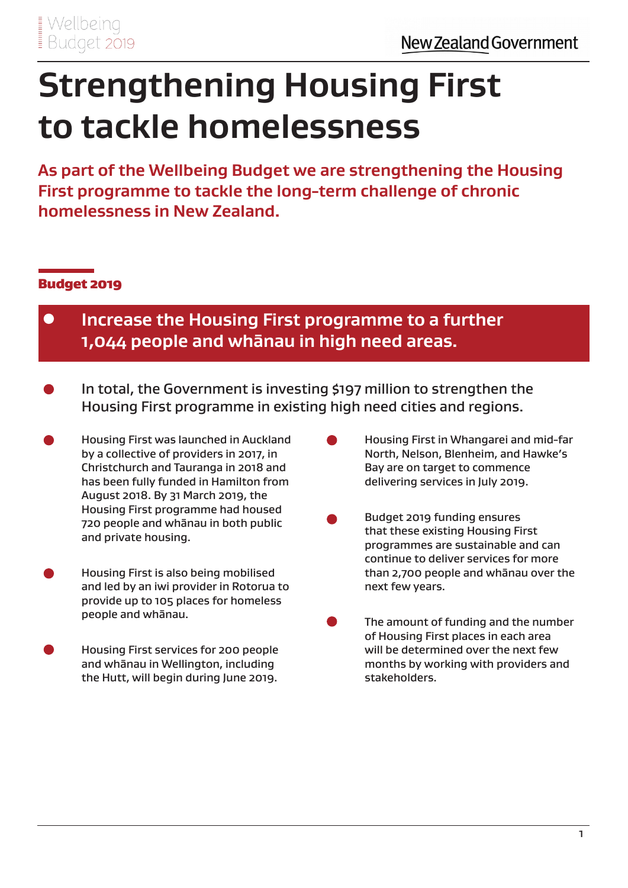# Strengthening Housing First to tackle homelessness

**As part of the Wellbeing Budget we are strengthening the Housing First programme to tackle the long-term challenge of chronic homelessness in New Zealand.**

## Budget 2019

- **Increase the Housing First programme to a further 1,044 people and whānau in high need areas.**

- In total, the Government is investing $197 million to strengthen the Housing First programme in existing high need cities and regions.

- Housing First was launched in Auckland by a collective of providers in 2017, in Christchurch and Tauranga in 2018 and has been fully funded in Hamilton from August 2018. By 31 March 2019, the Housing First programme had housed 720 people and whānau in both public and private housing.

- Housing First is also being mobilised and led by an iwi provider in Rotorua to provide up to 105 places for homeless people and whānau.

- Housing First services for 200 people and whānau in Wellington, including the Hutt, will begin during June 2019.

- Housing First in Whangarei and mid-far North, Nelson, Blenheim, and Hawke's Bay are on target to commence delivering services in July 2019.

- Budget 2019 funding ensures that these existing Housing First programmes are sustainable and can continue to deliver services for more than 2,700 people and whānau over the next few years.

- The amount of funding and the number of Housing First places in each area will be determined over the next few months by working with providers and stakeholders.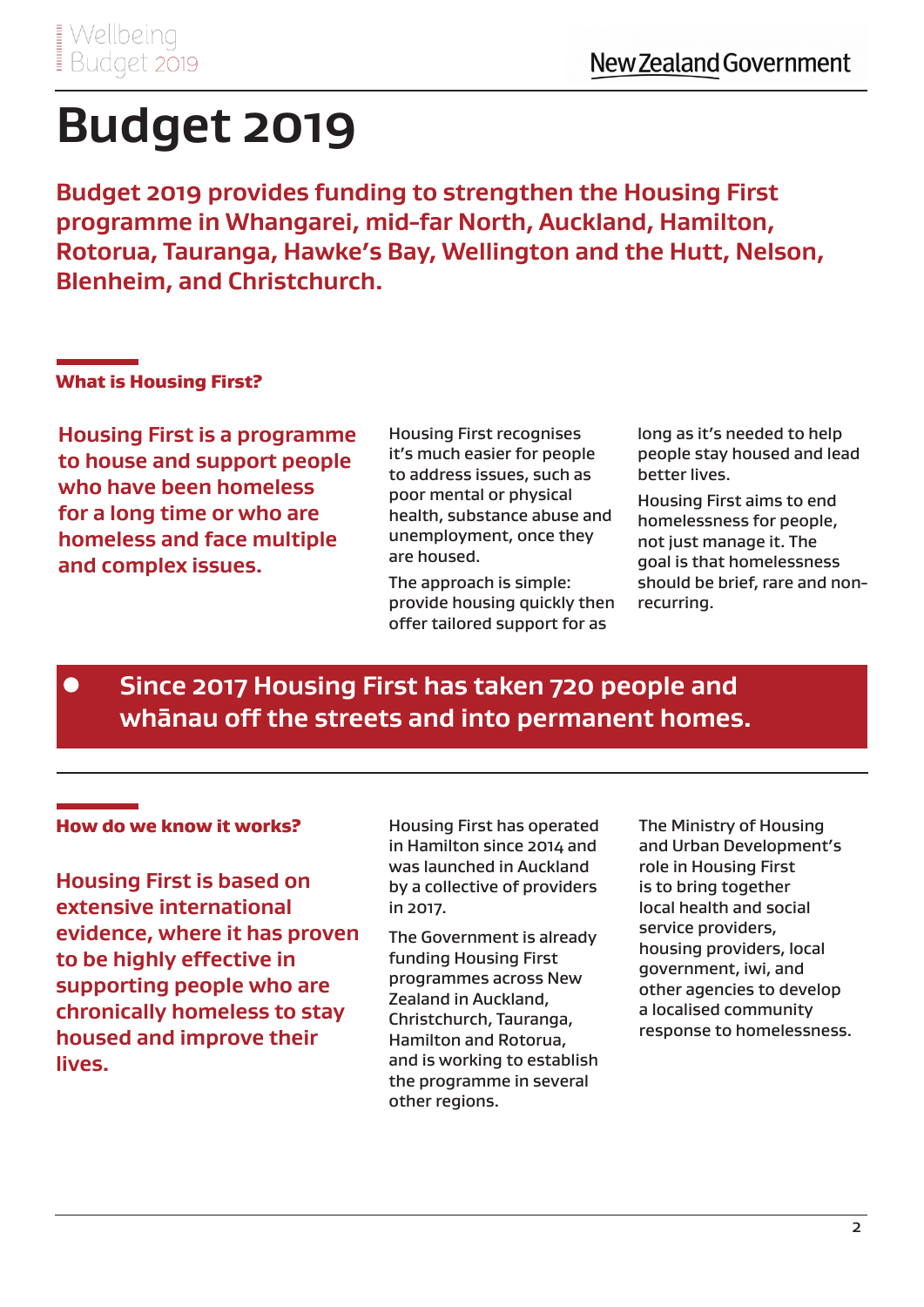# Budget 2019

**Budget 2019 provides funding to strengthen the Housing First programme in Whangarei, mid-far North, Auckland, Hamilton, Rotorua, Tauranga, Hawke's Bay, Wellington and the Hutt, Nelson, Blenheim, and Christchurch.**

### What is Housing First?

**Housing First is a programme to house and support people who have been homeless for a long time or who are homeless and face multiple and complex issues.**

Housing First recognises it's much easier for people to address issues, such as poor mental or physical health, substance abuse and unemployment, once they are housed.

The approach is simple: provide housing quickly then offer tailored support for as long as it's needed to help people stay housed and lead better lives.

Housing First aims to end homelessness for people, not just manage it. The goal is that homelessness should be brief, rare and non-recurring.

- **Since 2017 Housing First has taken 720 people and whānau off the streets and into permanent homes.**

### How do we know it works?

**Housing First is based on extensive international evidence, where it has proven to be highly effective in supporting people who are chronically homeless to stay housed and improve their lives.**

Housing First has operated in Hamilton since 2014 and was launched in Auckland by a collective of providers in 2017.

The Government is already funding Housing First programmes across New Zealand in Auckland, Christchurch, Tauranga, Hamilton and Rotorua, and is working to establish the programme in several other regions.

The Ministry of Housing and Urban Development's role in Housing First is to bring together local health and social service providers, housing providers, local government, iwi, and other agencies to develop a localised community response to homelessness.